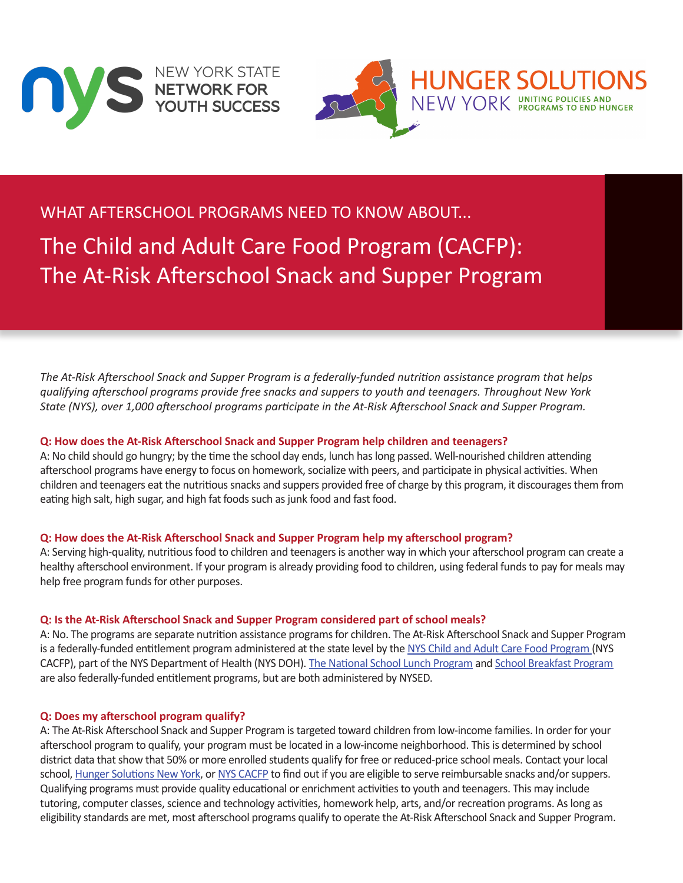NEW YORK STATE NETWORK FOR YOUTH SUCCESS

HUNGER SOLUTIONS NEW YORK — UNITING POLICIES AND PROGRAMS TO END HUNGER

WHAT AFTERSCHOOL PROGRAMS NEED TO KNOW ABOUT...

# The Child and Adult Care Food Program (CACFP): The At-Risk Afterschool Snack and Supper Program

*The At-Risk Afterschool Snack and Supper Program is a federally-funded nutrition assistance program that helps qualifying afterschool programs provide free snacks and suppers to youth and teenagers. Throughout New York State (NYS), over 1,000 afterschool programs participate in the At-Risk Afterschool Snack and Supper Program.*

**Q: How does the At-Risk Afterschool Snack and Supper Program help children and teenagers?**

A: No child should go hungry; by the time the school day ends, lunch has long passed. Well-nourished children attending afterschool programs have energy to focus on homework, socialize with peers, and participate in physical activities. When children and teenagers eat the nutritious snacks and suppers provided free of charge by this program, it discourages them from eating high salt, high sugar, and high fat foods such as junk food and fast food.

**Q: How does the At-Risk Afterschool Snack and Supper Program help my afterschool program?**

A: Serving high-quality, nutritious food to children and teenagers is another way in which your afterschool program can create a healthy afterschool environment. If your program is already providing food to children, using federal funds to pay for meals may help free program funds for other purposes.

**Q: Is the At-Risk Afterschool Snack and Supper Program considered part of school meals?**

A: No. The programs are separate nutrition assistance programs for children. The At-Risk Afterschool Snack and Supper Program is a federally-funded entitlement program administered at the state level by the NYS Child and Adult Care Food Program (NYS CACFP), part of the NYS Department of Health (NYS DOH). The National School Lunch Program and School Breakfast Program are also federally-funded entitlement programs, but are both administered by NYSED.

**Q: Does my afterschool program qualify?**

A: The At-Risk Afterschool Snack and Supper Program is targeted toward children from low-income families. In order for your afterschool program to qualify, your program must be located in a low-income neighborhood. This is determined by school district data that show that 50% or more enrolled students qualify for free or reduced-price school meals. Contact your local school, Hunger Solutions New York, or NYS CACFP to find out if you are eligible to serve reimbursable snacks and/or suppers. Qualifying programs must provide quality educational or enrichment activities to youth and teenagers. This may include tutoring, computer classes, science and technology activities, homework help, arts, and/or recreation programs. As long as eligibility standards are met, most afterschool programs qualify to operate the At-Risk Afterschool Snack and Supper Program.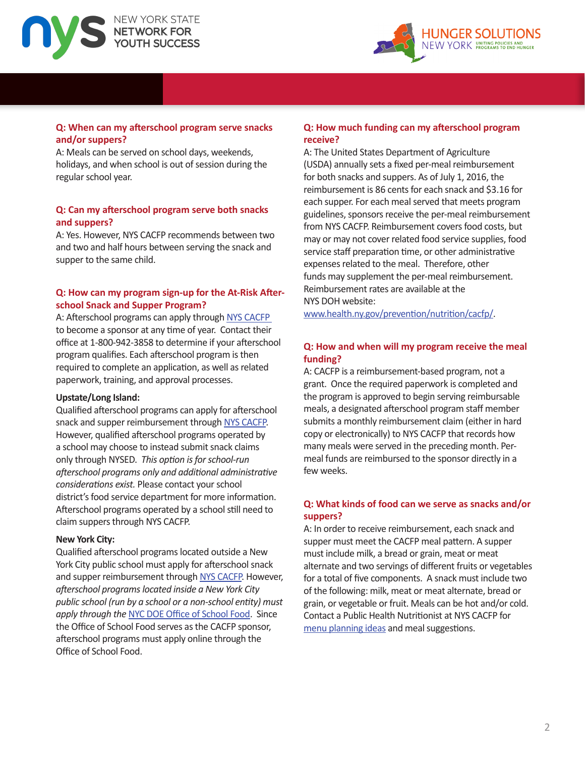**Q: When can my afterschool program serve snacks and/or suppers?**

A: Meals can be served on school days, weekends, holidays, and when school is out of session during the regular school year.

**Q: Can my afterschool program serve both snacks and suppers?**

A: Yes. However, NYS CACFP recommends between two and two and half hours between serving the snack and supper to the same child.

**Q: How can my program sign-up for the At-Risk After-school Snack and Supper Program?**

A: Afterschool programs can apply through NYS CACFP to become a sponsor at any time of year. Contact their office at 1-800-942-3858 to determine if your afterschool program qualifies. Each afterschool program is then required to complete an application, as well as related paperwork, training, and approval processes.

**Upstate/Long Island:**

Qualified afterschool programs can apply for afterschool snack and supper reimbursement through NYS CACFP. However, qualified afterschool programs operated by a school may choose to instead submit snack claims only through NYSED. *This option is for school-run afterschool programs only and additional administrative considerations exist.* Please contact your school district's food service department for more information. Afterschool programs operated by a school still need to claim suppers through NYS CACFP.

**New York City:**

Qualified afterschool programs located outside a New York City public school must apply for afterschool snack and supper reimbursement through NYS CACFP. However, *afterschool programs located inside a New York City public school (run by a school or a non-school entity) must apply through the* NYC DOE Office of School Food. Since the Office of School Food serves as the CACFP sponsor, afterschool programs must apply online through the Office of School Food.

**Q: How much funding can my afterschool program receive?**

A: The United States Department of Agriculture (USDA) annually sets a fixed per-meal reimbursement for both snacks and suppers. As of July 1, 2016, the reimbursement is 86 cents for each snack and $3.16 for each supper. For each meal served that meets program guidelines, sponsors receive the per-meal reimbursement from NYS CACFP. Reimbursement covers food costs, but may or may not cover related food service supplies, food service staff preparation time, or other administrative expenses related to the meal. Therefore, other funds may supplement the per-meal reimbursement. Reimbursement rates are available at the NYS DOH website: www.health.ny.gov/prevention/nutrition/cacfp/.

**Q: How and when will my program receive the meal funding?**

A: CACFP is a reimbursement-based program, not a grant. Once the required paperwork is completed and the program is approved to begin serving reimbursable meals, a designated afterschool program staff member submits a monthly reimbursement claim (either in hard copy or electronically) to NYS CACFP that records how many meals were served in the preceding month. Per-meal funds are reimbursed to the sponsor directly in a few weeks.

**Q: What kinds of food can we serve as snacks and/or suppers?**

A: In order to receive reimbursement, each snack and supper must meet the CACFP meal pattern. A supper must include milk, a bread or grain, meat or meat alternate and two servings of different fruits or vegetables for a total of five components. A snack must include two of the following: milk, meat or meat alternate, bread or grain, or vegetable or fruit. Meals can be hot and/or cold. Contact a Public Health Nutritionist at NYS CACFP for menu planning ideas and meal suggestions.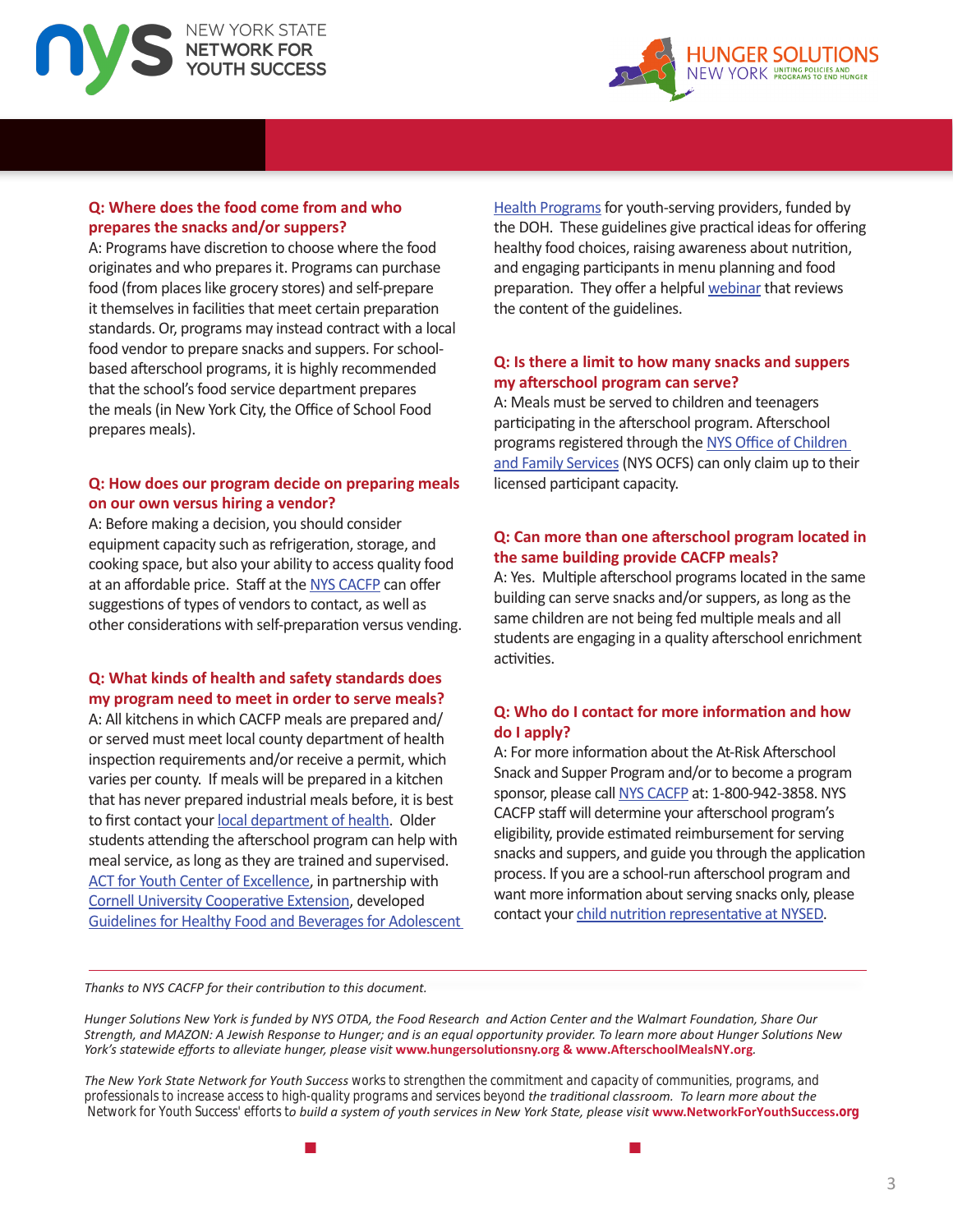**Q: Where does the food come from and who prepares the snacks and/or suppers?**

A: Programs have discretion to choose where the food originates and who prepares it. Programs can purchase food (from places like grocery stores) and self-prepare it themselves in facilities that meet certain preparation standards. Or, programs may instead contract with a local food vendor to prepare snacks and suppers. For school-based afterschool programs, it is highly recommended that the school's food service department prepares the meals (in New York City, the Office of School Food prepares meals).

**Q: How does our program decide on preparing meals on our own versus hiring a vendor?**

A: Before making a decision, you should consider equipment capacity such as refrigeration, storage, and cooking space, but also your ability to access quality food at an affordable price. Staff at the NYS CACFP can offer suggestions of types of vendors to contact, as well as other considerations with self-preparation versus vending.

**Q: What kinds of health and safety standards does my program need to meet in order to serve meals?**

A: All kitchens in which CACFP meals are prepared and/or served must meet local county department of health inspection requirements and/or receive a permit, which varies per county. If meals will be prepared in a kitchen that has never prepared industrial meals before, it is best to first contact your local department of health. Older students attending the afterschool program can help with meal service, as long as they are trained and supervised. ACT for Youth Center of Excellence, in partnership with Cornell University Cooperative Extension, developed Guidelines for Healthy Food and Beverages for Adolescent Health Programs for youth-serving providers, funded by the DOH. These guidelines give practical ideas for offering healthy food choices, raising awareness about nutrition, and engaging participants in menu planning and food preparation. They offer a helpful webinar that reviews the content of the guidelines.

**Q: Is there a limit to how many snacks and suppers my afterschool program can serve?**

A: Meals must be served to children and teenagers participating in the afterschool program. Afterschool programs registered through the NYS Office of Children and Family Services (NYS OCFS) can only claim up to their licensed participant capacity.

**Q: Can more than one afterschool program located in the same building provide CACFP meals?**

A: Yes. Multiple afterschool programs located in the same building can serve snacks and/or suppers, as long as the same children are not being fed multiple meals and all students are engaging in a quality afterschool enrichment activities.

**Q: Who do I contact for more information and how do I apply?**

A: For more information about the At-Risk Afterschool Snack and Supper Program and/or to become a program sponsor, please call NYS CACFP at: 1-800-942-3858. NYS CACFP staff will determine your afterschool program's eligibility, provide estimated reimbursement for serving snacks and suppers, and guide you through the application process. If you are a school-run afterschool program and want more information about serving snacks only, please contact your child nutrition representative at NYSED.

---

*Thanks to NYS CACFP for their contribution to this document.*

*Hunger Solutions New York is funded by NYS OTDA, the Food Research and Action Center and the Walmart Foundation, Share Our Strength, and MAZON: A Jewish Response to Hunger; and is an equal opportunity provider. To learn more about Hunger Solutions New York's statewide efforts to alleviate hunger, please visit* **www.hungersolutionsny.org & www.AfterschoolMealsNY.org**.

*The New York State Network for Youth Success* works to strengthen the commitment and capacity of communities, programs, and professionals to increase access to high-quality programs and services beyond *the traditional classroom. To learn more about the* Network for Youth Success' efforts t*o build a system of youth services in New York State, please visit* **www.NetworkForYouthSuccess.org**